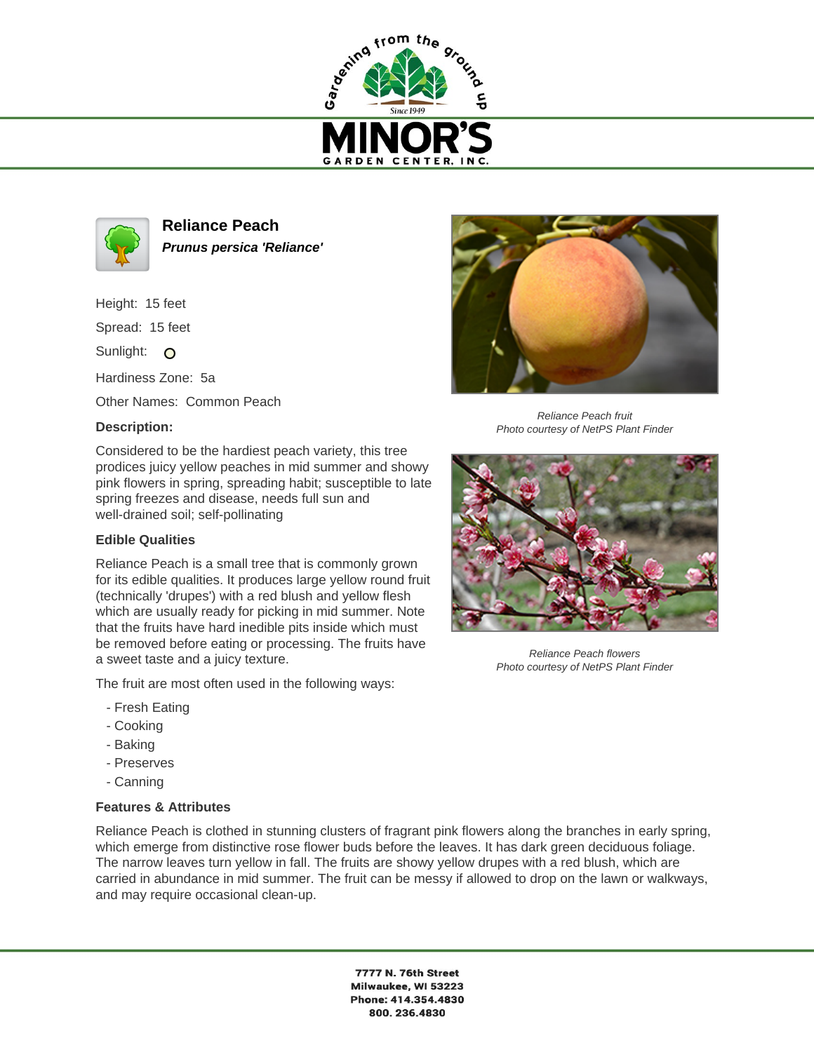Gardening from the ground up

Since 1949

# MINOR'S
GARDEN CENTER, INC.

## Reliance Peach
***Prunus persica 'Reliance'***

Height: 15 feet

Spread: 15 feet

Sunlight: O

Hardiness Zone: 5a

Other Names: Common Peach

### Description:

Considered to be the hardiest peach variety, this tree prodices juicy yellow peaches in mid summer and showy pink flowers in spring, spreading habit; susceptible to late spring freezes and disease, needs full sun and well-drained soil; self-pollinating

*Reliance Peach fruit*
*Photo courtesy of NetPS Plant Finder*

*Reliance Peach flowers*
*Photo courtesy of NetPS Plant Finder*

### Edible Qualities

Reliance Peach is a small tree that is commonly grown for its edible qualities. It produces large yellow round fruit (technically 'drupes') with a red blush and yellow flesh which are usually ready for picking in mid summer. Note that the fruits have hard inedible pits inside which must be removed before eating or processing. The fruits have a sweet taste and a juicy texture.

The fruit are most often used in the following ways:

- Fresh Eating
- Cooking
- Baking
- Preserves
- Canning

### Features & Attributes

Reliance Peach is clothed in stunning clusters of fragrant pink flowers along the branches in early spring, which emerge from distinctive rose flower buds before the leaves. It has dark green deciduous foliage. The narrow leaves turn yellow in fall. The fruits are showy yellow drupes with a red blush, which are carried in abundance in mid summer. The fruit can be messy if allowed to drop on the lawn or walkways, and may require occasional clean-up.

**7777 N. 76th Street**
**Milwaukee, WI 53223**
**Phone: 414.354.4830**
**800. 236.4830**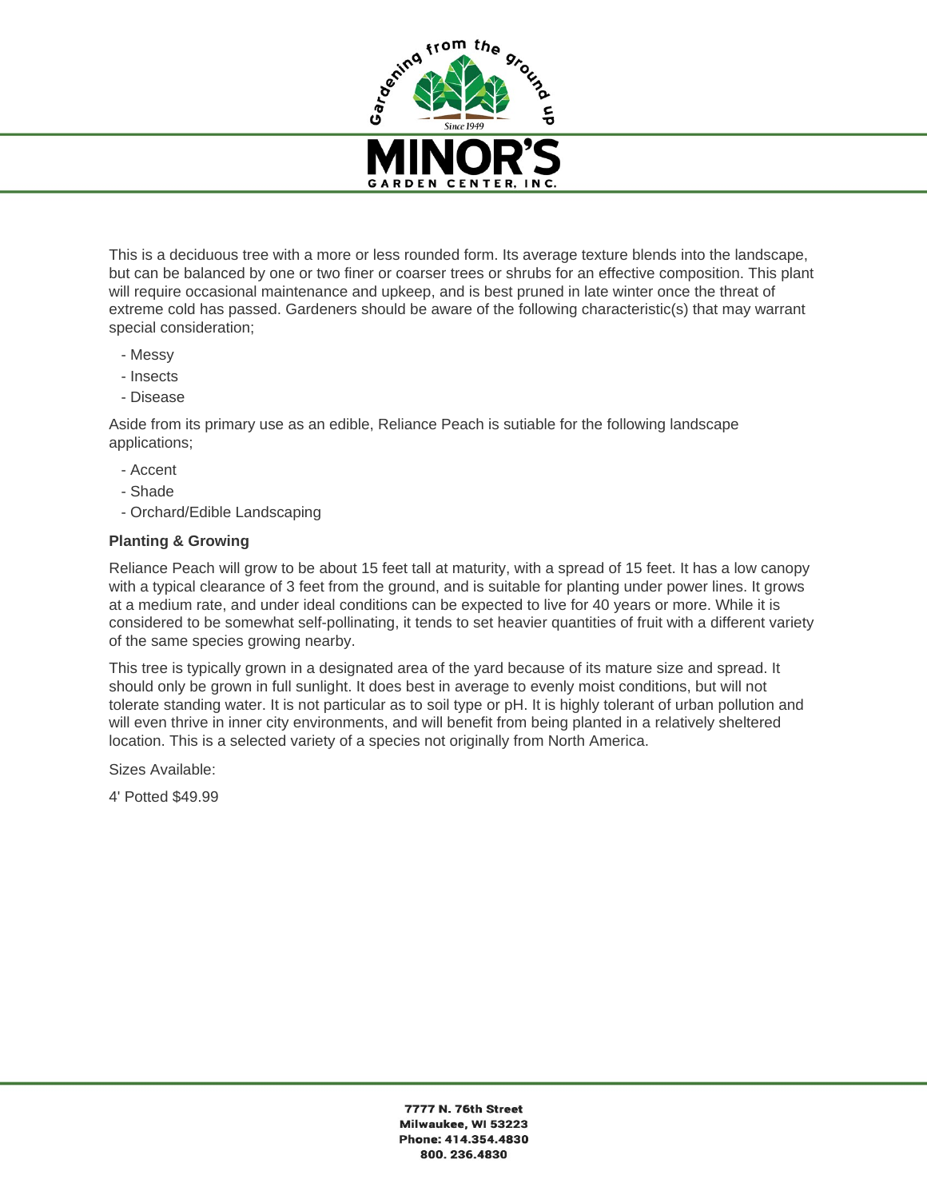This is a deciduous tree with a more or less rounded form. Its average texture blends into the landscape, but can be balanced by one or two finer or coarser trees or shrubs for an effective composition. This plant will require occasional maintenance and upkeep, and is best pruned in late winter once the threat of extreme cold has passed. Gardeners should be aware of the following characteristic(s) that may warrant special consideration;

- Messy
- Insects
- Disease

Aside from its primary use as an edible, Reliance Peach is sutiable for the following landscape applications;

- Accent
- Shade
- Orchard/Edible Landscaping

**Planting & Growing**

Reliance Peach will grow to be about 15 feet tall at maturity, with a spread of 15 feet. It has a low canopy with a typical clearance of 3 feet from the ground, and is suitable for planting under power lines. It grows at a medium rate, and under ideal conditions can be expected to live for 40 years or more. While it is considered to be somewhat self-pollinating, it tends to set heavier quantities of fruit with a different variety of the same species growing nearby.

This tree is typically grown in a designated area of the yard because of its mature size and spread. It should only be grown in full sunlight. It does best in average to evenly moist conditions, but will not tolerate standing water. It is not particular as to soil type or pH. It is highly tolerant of urban pollution and will even thrive in inner city environments, and will benefit from being planted in a relatively sheltered location. This is a selected variety of a species not originally from North America.

Sizes Available:

4' Potted $49.99